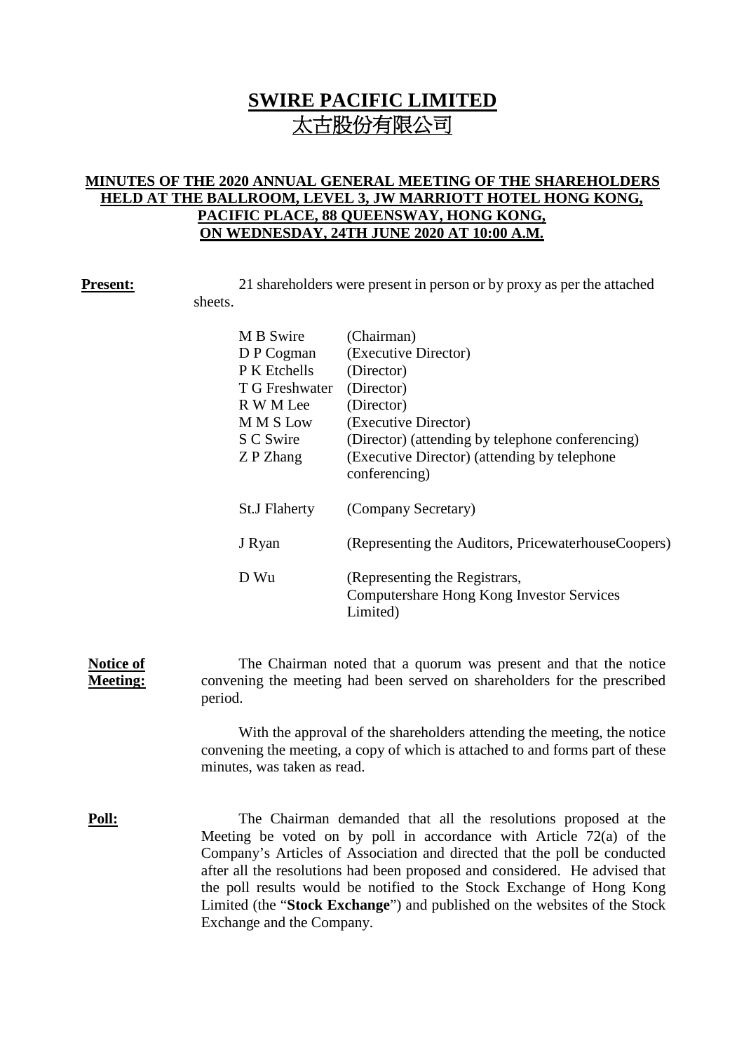# SWIRE PACIFIC LIMITED
# 太古股份有限公司

**MINUTES OF THE 2020 ANNUAL GENERAL MEETING OF THE SHAREHOLDERS HELD AT THE BALLROOM, LEVEL 3, JW MARRIOTT HOTEL HONG KONG, PACIFIC PLACE, 88 QUEENSWAY, HONG KONG, ON WEDNESDAY, 24TH JUNE 2020 AT 10:00 A.M.**

**Present:** 21 shareholders were present in person or by proxy as per the attached sheets.

| | |
|---|---|
| M B Swire | (Chairman) |
| D P Cogman | (Executive Director) |
| P K Etchells | (Director) |
| T G Freshwater | (Director) |
| R W M Lee | (Director) |
| M M S Low | (Executive Director) |
| S C Swire | (Director) (attending by telephone conferencing) |
| Z P Zhang | (Executive Director) (attending by telephone conferencing) |
| St.J Flaherty | (Company Secretary) |
| J Ryan | (Representing the Auditors, PricewaterhouseCoopers) |
| D Wu | (Representing the Registrars, Computershare Hong Kong Investor Services Limited) |

**Notice of Meeting:** The Chairman noted that a quorum was present and that the notice convening the meeting had been served on shareholders for the prescribed period.

With the approval of the shareholders attending the meeting, the notice convening the meeting, a copy of which is attached to and forms part of these minutes, was taken as read.

**Poll:** The Chairman demanded that all the resolutions proposed at the Meeting be voted on by poll in accordance with Article 72(a) of the Company's Articles of Association and directed that the poll be conducted after all the resolutions had been proposed and considered. He advised that the poll results would be notified to the Stock Exchange of Hong Kong Limited (the "**Stock Exchange**") and published on the websites of the Stock Exchange and the Company.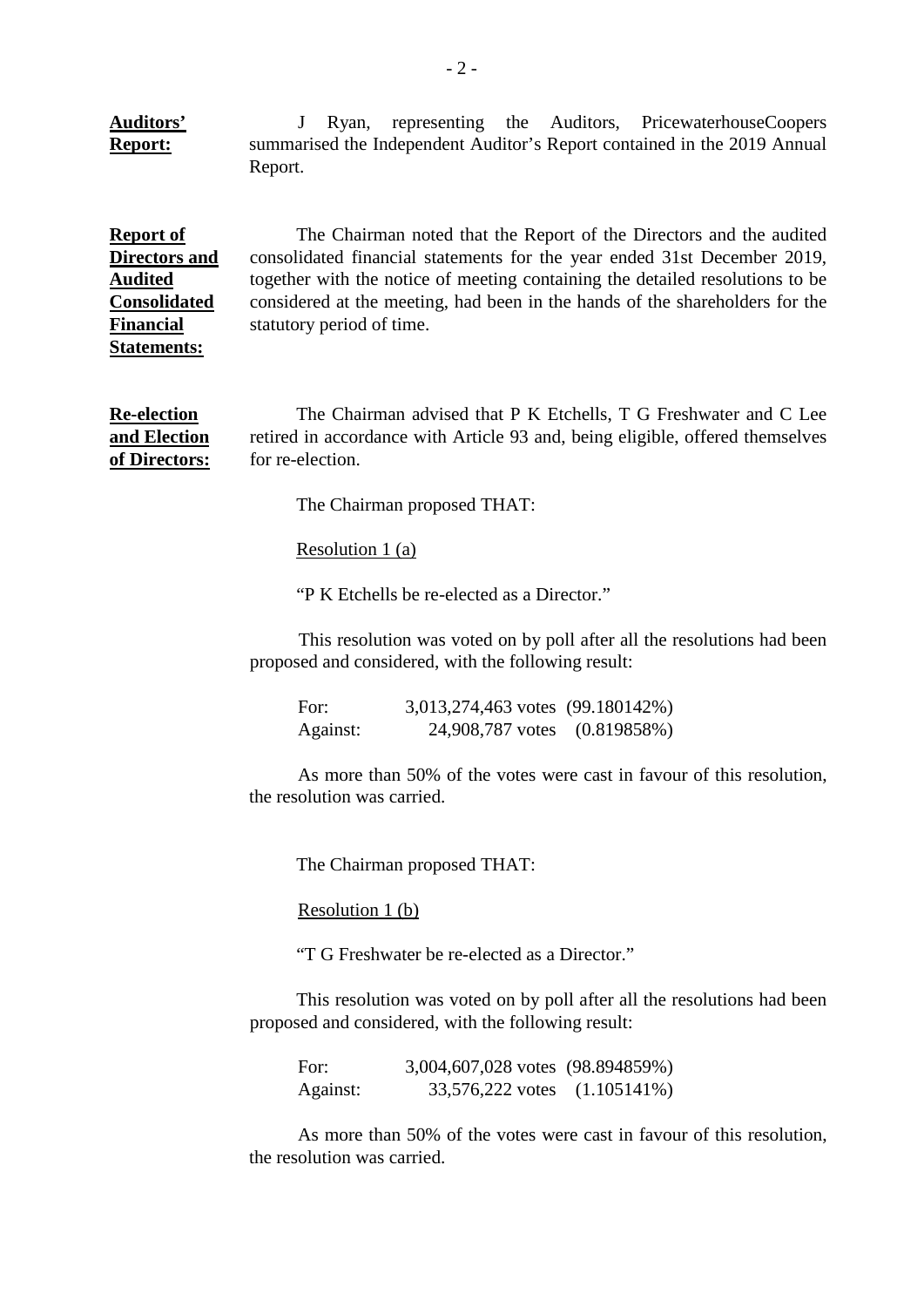**Auditors' Report:**

J Ryan, representing the Auditors, PricewaterhouseCoopers summarised the Independent Auditor's Report contained in the 2019 Annual Report.

**Report of Directors and Audited Consolidated Financial Statements:**

The Chairman noted that the Report of the Directors and the audited consolidated financial statements for the year ended 31st December 2019, together with the notice of meeting containing the detailed resolutions to be considered at the meeting, had been in the hands of the shareholders for the statutory period of time.

**Re-election and Election of Directors:**

The Chairman advised that P K Etchells, T G Freshwater and C Lee retired in accordance with Article 93 and, being eligible, offered themselves for re-election.

The Chairman proposed THAT:

Resolution 1 (a)

"P K Etchells be re-elected as a Director."

This resolution was voted on by poll after all the resolutions had been proposed and considered, with the following result:

| | | |
|---|---|---|
| For: | 3,013,274,463 votes | (99.180142%) |
| Against: | 24,908,787 votes | (0.819858%) |

As more than 50% of the votes were cast in favour of this resolution, the resolution was carried.

The Chairman proposed THAT:

Resolution 1 (b)

"T G Freshwater be re-elected as a Director."

This resolution was voted on by poll after all the resolutions had been proposed and considered, with the following result:

| | | |
|---|---|---|
| For: | 3,004,607,028 votes | (98.894859%) |
| Against: | 33,576,222 votes | (1.105141%) |

As more than 50% of the votes were cast in favour of this resolution, the resolution was carried.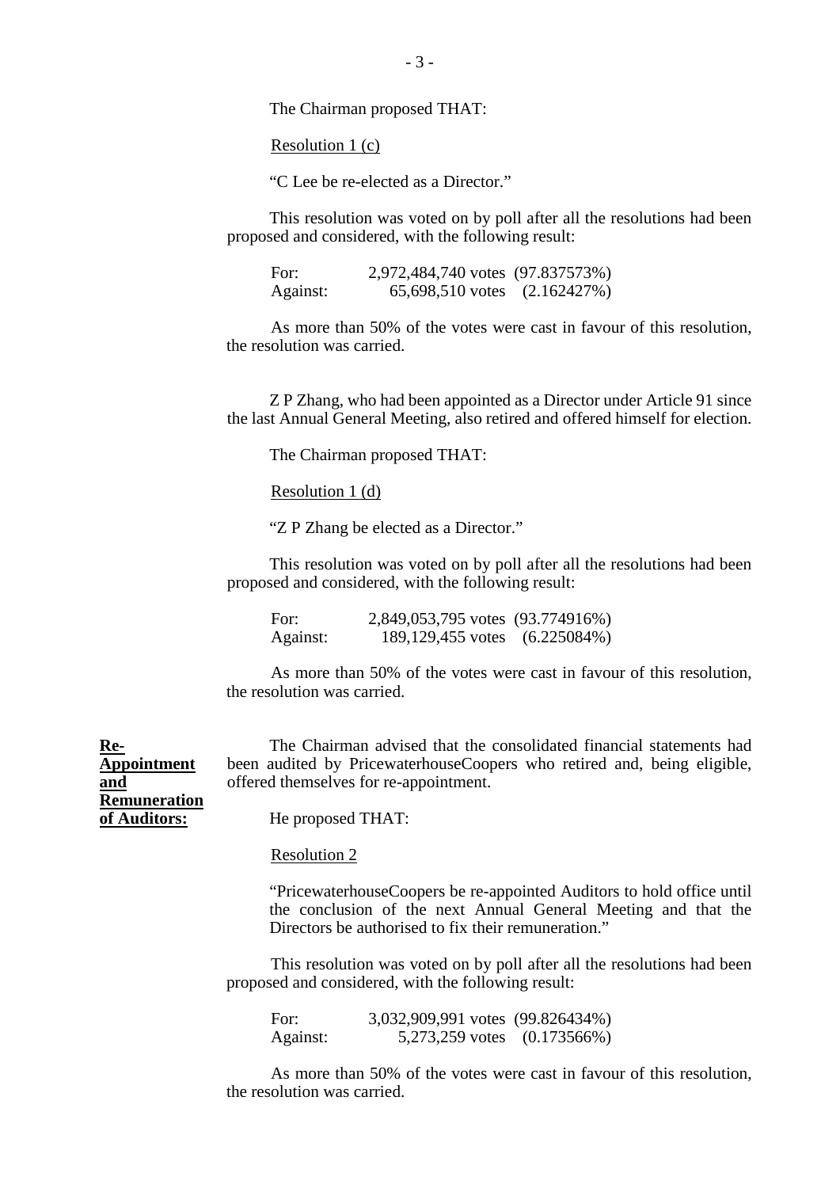The Chairman proposed THAT:

Resolution 1 (c)

"C Lee be re-elected as a Director."

This resolution was voted on by poll after all the resolutions had been proposed and considered, with the following result:

| | | |
|---|---|---|
| For: | 2,972,484,740 votes | (97.837573%) |
| Against: | 65,698,510 votes | (2.162427%) |

As more than 50% of the votes were cast in favour of this resolution, the resolution was carried.

Z P Zhang, who had been appointed as a Director under Article 91 since the last Annual General Meeting, also retired and offered himself for election.

The Chairman proposed THAT:

Resolution 1 (d)

"Z P Zhang be elected as a Director."

This resolution was voted on by poll after all the resolutions had been proposed and considered, with the following result:

| | | |
|---|---|---|
| For: | 2,849,053,795 votes | (93.774916%) |
| Against: | 189,129,455 votes | (6.225084%) |

As more than 50% of the votes were cast in favour of this resolution, the resolution was carried.

**Re-Appointment and Remuneration of Auditors:**

The Chairman advised that the consolidated financial statements had been audited by PricewaterhouseCoopers who retired and, being eligible, offered themselves for re-appointment.

He proposed THAT:

Resolution 2

"PricewaterhouseCoopers be re-appointed Auditors to hold office until the conclusion of the next Annual General Meeting and that the Directors be authorised to fix their remuneration."

This resolution was voted on by poll after all the resolutions had been proposed and considered, with the following result:

| | | |
|---|---|---|
| For: | 3,032,909,991 votes | (99.826434%) |
| Against: | 5,273,259 votes | (0.173566%) |

As more than 50% of the votes were cast in favour of this resolution, the resolution was carried.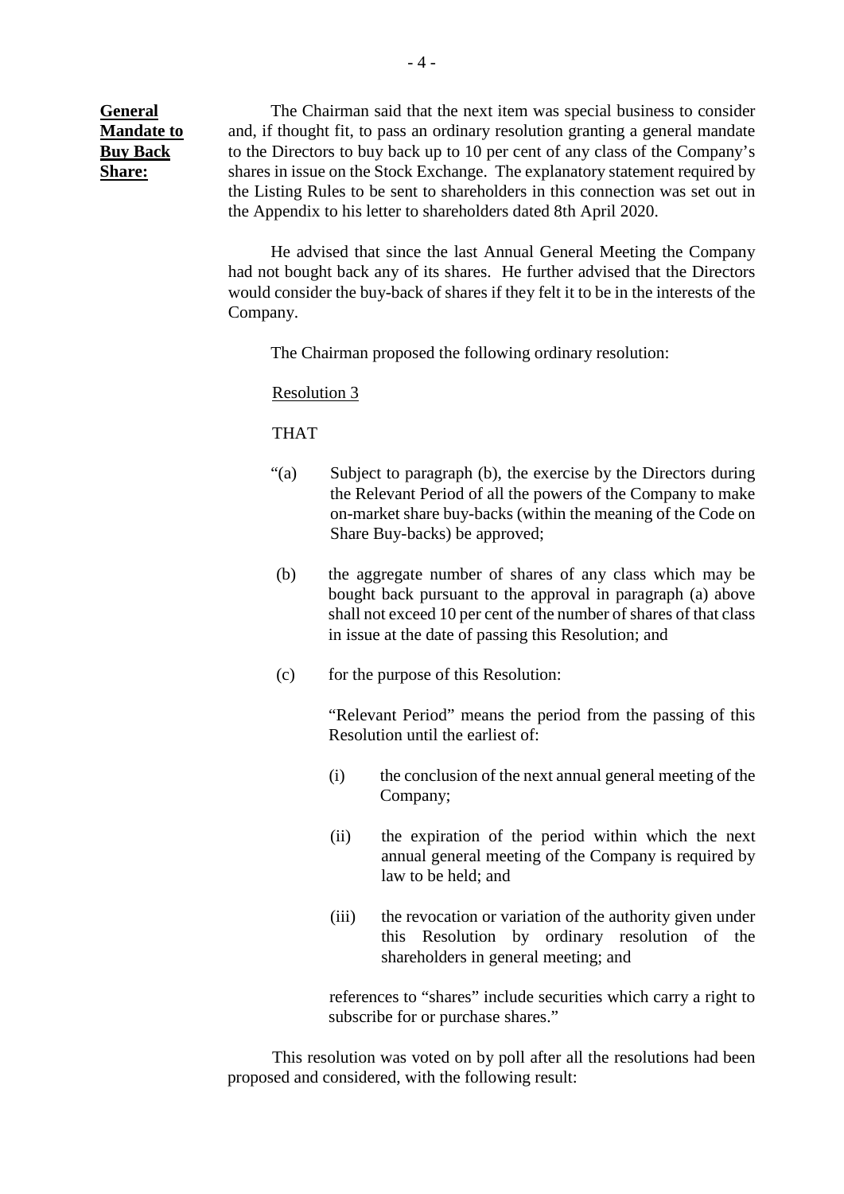**General Mandate to Buy Back Share:**

The Chairman said that the next item was special business to consider and, if thought fit, to pass an ordinary resolution granting a general mandate to the Directors to buy back up to 10 per cent of any class of the Company's shares in issue on the Stock Exchange. The explanatory statement required by the Listing Rules to be sent to shareholders in this connection was set out in the Appendix to his letter to shareholders dated 8th April 2020.

He advised that since the last Annual General Meeting the Company had not bought back any of its shares. He further advised that the Directors would consider the buy-back of shares if they felt it to be in the interests of the Company.

The Chairman proposed the following ordinary resolution:

Resolution 3

THAT

"(a) Subject to paragraph (b), the exercise by the Directors during the Relevant Period of all the powers of the Company to make on-market share buy-backs (within the meaning of the Code on Share Buy-backs) be approved;

(b) the aggregate number of shares of any class which may be bought back pursuant to the approval in paragraph (a) above shall not exceed 10 per cent of the number of shares of that class in issue at the date of passing this Resolution; and

(c) for the purpose of this Resolution:

"Relevant Period" means the period from the passing of this Resolution until the earliest of:

(i) the conclusion of the next annual general meeting of the Company;

(ii) the expiration of the period within which the next annual general meeting of the Company is required by law to be held; and

(iii) the revocation or variation of the authority given under this Resolution by ordinary resolution of the shareholders in general meeting; and

references to "shares" include securities which carry a right to subscribe for or purchase shares."

This resolution was voted on by poll after all the resolutions had been proposed and considered, with the following result: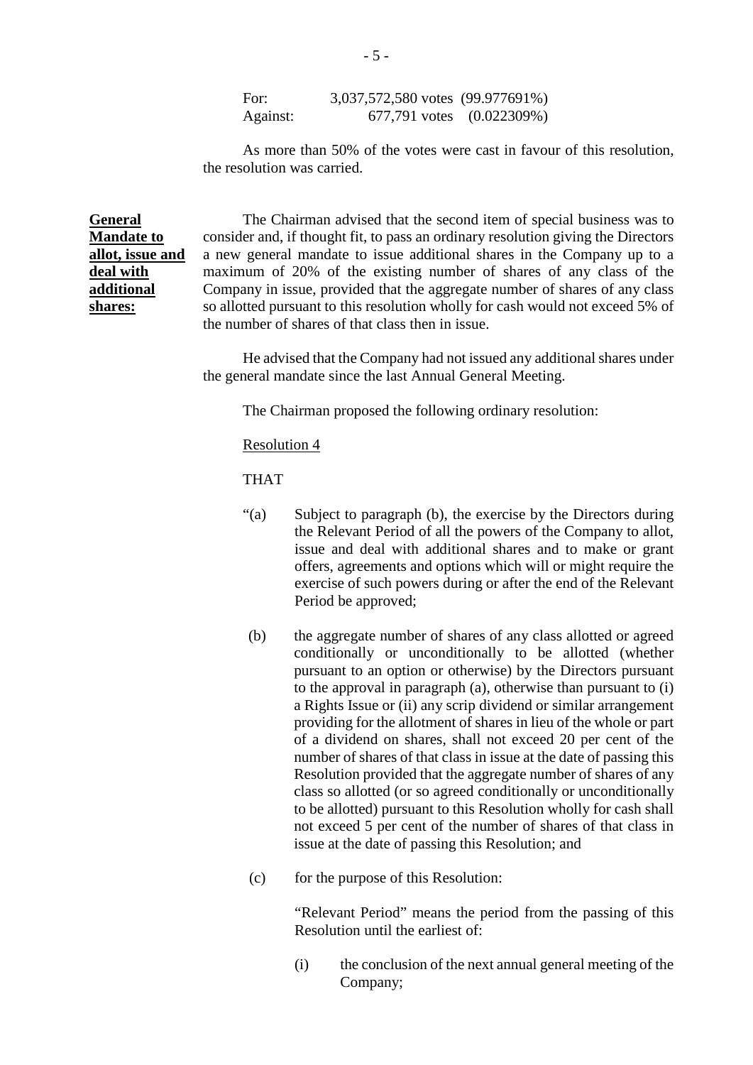| | |
|---|---|
| For: | 3,037,572,580 votes (99.977691%) |
| Against: | 677,791 votes (0.022309%) |

As more than 50% of the votes were cast in favour of this resolution, the resolution was carried.

**General Mandate to allot, issue and deal with additional shares:**

The Chairman advised that the second item of special business was to consider and, if thought fit, to pass an ordinary resolution giving the Directors a new general mandate to issue additional shares in the Company up to a maximum of 20% of the existing number of shares of any class of the Company in issue, provided that the aggregate number of shares of any class so allotted pursuant to this resolution wholly for cash would not exceed 5% of the number of shares of that class then in issue.

He advised that the Company had not issued any additional shares under the general mandate since the last Annual General Meeting.

The Chairman proposed the following ordinary resolution:

Resolution 4

THAT

"(a) Subject to paragraph (b), the exercise by the Directors during the Relevant Period of all the powers of the Company to allot, issue and deal with additional shares and to make or grant offers, agreements and options which will or might require the exercise of such powers during or after the end of the Relevant Period be approved;

(b) the aggregate number of shares of any class allotted or agreed conditionally or unconditionally to be allotted (whether pursuant to an option or otherwise) by the Directors pursuant to the approval in paragraph (a), otherwise than pursuant to (i) a Rights Issue or (ii) any scrip dividend or similar arrangement providing for the allotment of shares in lieu of the whole or part of a dividend on shares, shall not exceed 20 per cent of the number of shares of that class in issue at the date of passing this Resolution provided that the aggregate number of shares of any class so allotted (or so agreed conditionally or unconditionally to be allotted) pursuant to this Resolution wholly for cash shall not exceed 5 per cent of the number of shares of that class in issue at the date of passing this Resolution; and

(c) for the purpose of this Resolution:

"Relevant Period" means the period from the passing of this Resolution until the earliest of:

(i) the conclusion of the next annual general meeting of the Company;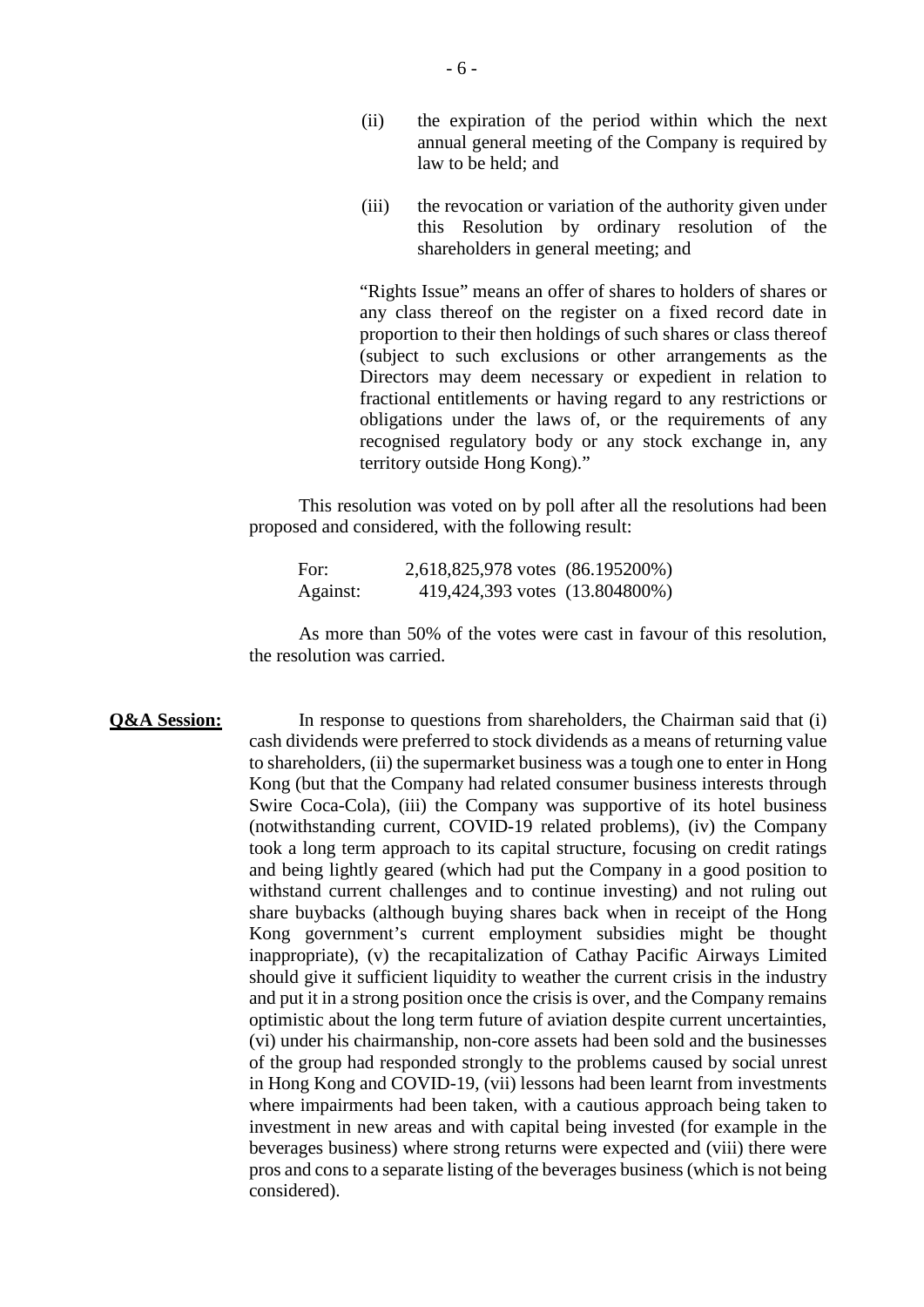(ii) the expiration of the period within which the next annual general meeting of the Company is required by law to be held; and

(iii) the revocation or variation of the authority given under this Resolution by ordinary resolution of the shareholders in general meeting; and

"Rights Issue" means an offer of shares to holders of shares or any class thereof on the register on a fixed record date in proportion to their then holdings of such shares or class thereof (subject to such exclusions or other arrangements as the Directors may deem necessary or expedient in relation to fractional entitlements or having regard to any restrictions or obligations under the laws of, or the requirements of any recognised regulatory body or any stock exchange in, any territory outside Hong Kong)."

This resolution was voted on by poll after all the resolutions had been proposed and considered, with the following result:

| | | |
|---|---|---|
| For: | 2,618,825,978 votes | (86.195200%) |
| Against: | 419,424,393 votes | (13.804800%) |

As more than 50% of the votes were cast in favour of this resolution, the resolution was carried.

**Q&A Session:** In response to questions from shareholders, the Chairman said that (i) cash dividends were preferred to stock dividends as a means of returning value to shareholders, (ii) the supermarket business was a tough one to enter in Hong Kong (but that the Company had related consumer business interests through Swire Coca-Cola), (iii) the Company was supportive of its hotel business (notwithstanding current, COVID-19 related problems), (iv) the Company took a long term approach to its capital structure, focusing on credit ratings and being lightly geared (which had put the Company in a good position to withstand current challenges and to continue investing) and not ruling out share buybacks (although buying shares back when in receipt of the Hong Kong government's current employment subsidies might be thought inappropriate), (v) the recapitalization of Cathay Pacific Airways Limited should give it sufficient liquidity to weather the current crisis in the industry and put it in a strong position once the crisis is over, and the Company remains optimistic about the long term future of aviation despite current uncertainties, (vi) under his chairmanship, non-core assets had been sold and the businesses of the group had responded strongly to the problems caused by social unrest in Hong Kong and COVID-19, (vii) lessons had been learnt from investments where impairments had been taken, with a cautious approach being taken to investment in new areas and with capital being invested (for example in the beverages business) where strong returns were expected and (viii) there were pros and cons to a separate listing of the beverages business (which is not being considered).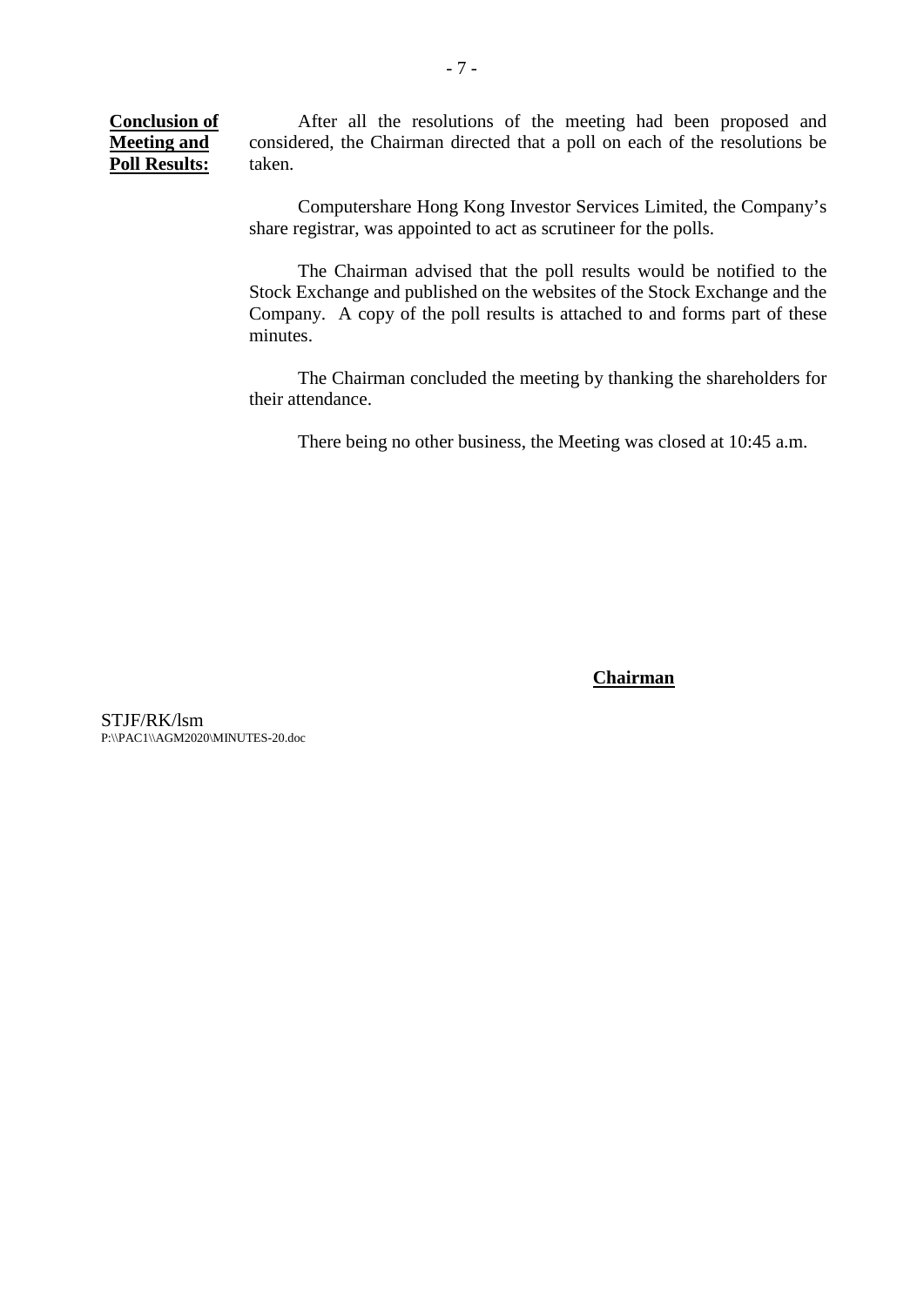**Conclusion of Meeting and Poll Results:**

After all the resolutions of the meeting had been proposed and considered, the Chairman directed that a poll on each of the resolutions be taken.

Computershare Hong Kong Investor Services Limited, the Company's share registrar, was appointed to act as scrutineer for the polls.

The Chairman advised that the poll results would be notified to the Stock Exchange and published on the websites of the Stock Exchange and the Company. A copy of the poll results is attached to and forms part of these minutes.

The Chairman concluded the meeting by thanking the shareholders for their attendance.

There being no other business, the Meeting was closed at 10:45 a.m.

**Chairman**

STJF/RK/lsm
P:\\PAC1\\AGM2020\MINUTES-20.doc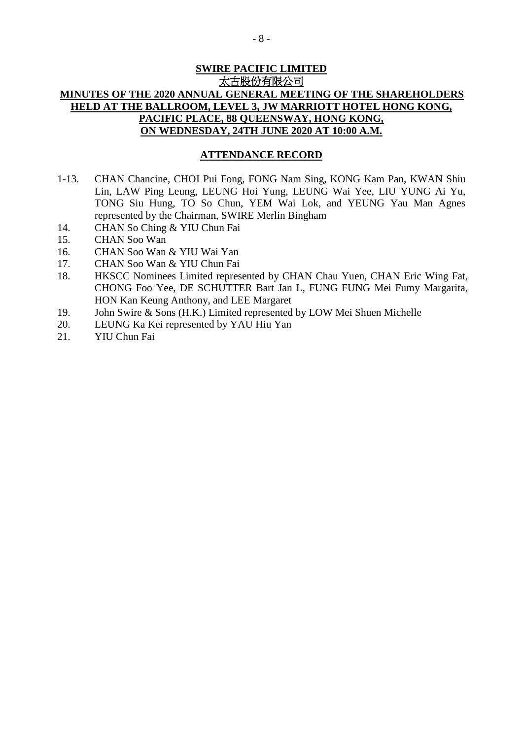**SWIRE PACIFIC LIMITED**

**太古股份有限公司**

**MINUTES OF THE 2020 ANNUAL GENERAL MEETING OF THE SHAREHOLDERS HELD AT THE BALLROOM, LEVEL 3, JW MARRIOTT HOTEL HONG KONG, PACIFIC PLACE, 88 QUEENSWAY, HONG KONG, ON WEDNESDAY, 24TH JUNE 2020 AT 10:00 A.M.**

**ATTENDANCE RECORD**

1-13. CHAN Chancine, CHOI Pui Fong, FONG Nam Sing, KONG Kam Pan, KWAN Shiu Lin, LAW Ping Leung, LEUNG Hoi Yung, LEUNG Wai Yee, LIU YUNG Ai Yu, TONG Siu Hung, TO So Chun, YEM Wai Lok, and YEUNG Yau Man Agnes represented by the Chairman, SWIRE Merlin Bingham

14. CHAN So Ching & YIU Chun Fai

15. CHAN Soo Wan

16. CHAN Soo Wan & YIU Wai Yan

17. CHAN Soo Wan & YIU Chun Fai

18. HKSCC Nominees Limited represented by CHAN Chau Yuen, CHAN Eric Wing Fat, CHONG Foo Yee, DE SCHUTTER Bart Jan L, FUNG FUNG Mei Fumy Margarita, HON Kan Keung Anthony, and LEE Margaret

19. John Swire & Sons (H.K.) Limited represented by LOW Mei Shuen Michelle

20. LEUNG Ka Kei represented by YAU Hiu Yan

21. YIU Chun Fai